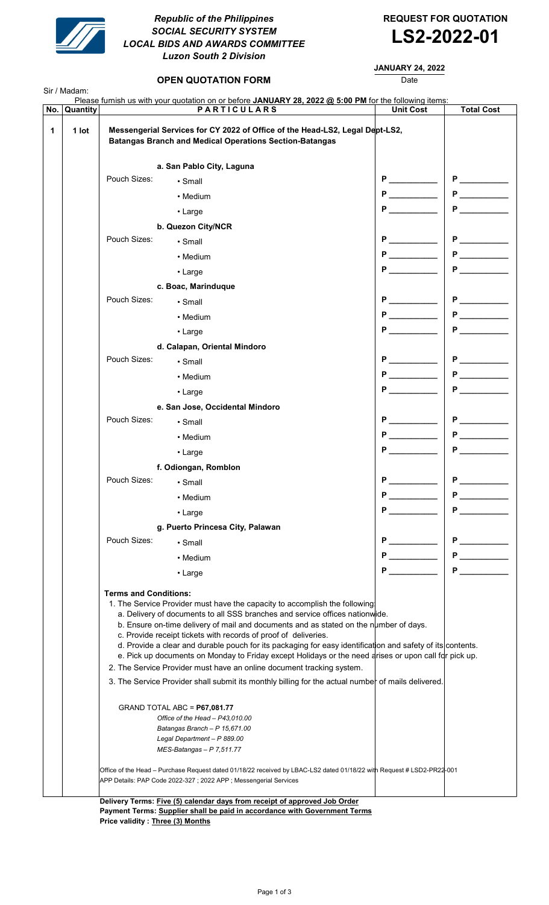*Republic of the Philippines*
***SOCIAL SECURITY SYSTEM***
***LOCAL BIDS AND AWARDS COMMITTEE***
***Luzon South 2 Division***

**REQUEST FOR QUOTATION**

# LS2-2022-01

**JANUARY 24, 2022**
Date

**OPEN QUOTATION FORM**

Sir / Madam:

Please furnish us with your quotation on or before **JANUARY 28, 2022 @ 5:00 PM** for the following items:

| No. | Quantity | PARTICULARS | | Unit Cost | Total Cost |
|---|---|---|---|---|---|
| 1 | 1 lot | **Messengerial Services for CY 2022 of Office of the Head-LS2, Legal Dept-LS2, Batangas Branch and Medical Operations Section-Batangas** | | | |
| | | | **a. San Pablo City, Laguna** | | |
| | | Pouch Sizes: | • Small | P ________ | P ________ |
| | | | • Medium | P ________ | P ________ |
| | | | • Large | P ________ | P ________ |
| | | | **b. Quezon City/NCR** | | |
| | | Pouch Sizes: | • Small | P ________ | P ________ |
| | | | • Medium | P ________ | P ________ |
| | | | • Large | P ________ | P ________ |
| | | | **c. Boac, Marinduque** | | |
| | | Pouch Sizes: | • Small | P ________ | P ________ |
| | | | • Medium | P ________ | P ________ |
| | | | • Large | P ________ | P ________ |
| | | | **d. Calapan, Oriental Mindoro** | | |
| | | Pouch Sizes: | • Small | P ________ | P ________ |
| | | | • Medium | P ________ | P ________ |
| | | | • Large | P ________ | P ________ |
| | | | **e. San Jose, Occidental Mindoro** | | |
| | | Pouch Sizes: | • Small | P ________ | P ________ |
| | | | • Medium | P ________ | P ________ |
| | | | • Large | P ________ | P ________ |
| | | | **f. Odiongan, Romblon** | | |
| | | Pouch Sizes: | • Small | P ________ | P ________ |
| | | | • Medium | P ________ | P ________ |
| | | | • Large | P ________ | P ________ |
| | | | **g. Puerto Princesa City, Palawan** | | |
| | | Pouch Sizes: | • Small | P ________ | P ________ |
| | | | • Medium | P ________ | P ________ |
| | | | • Large | P ________ | P ________ |

**Terms and Conditions:**

1. The Service Provider must have the capacity to accomplish the following:
   a. Delivery of documents to all SSS branches and service offices nationwide.
   b. Ensure on-time delivery of mail and documents and as stated on the number of days.
   c. Provide receipt tickets with records of proof of deliveries.
   d. Provide a clear and durable pouch for its packaging for easy identification and safety of its contents.
   e. Pick up documents on Monday to Friday except Holidays or the need arises or upon call for pick up.
2. The Service Provider must have an online document tracking system.
3. The Service Provider shall submit its monthly billing for the actual number of mails delivered.

GRAND TOTAL ABC = **P67,081.77**
*Office of the Head – P43,010.00*
*Batangas Branch – P 15,671.00*
*Legal Department – P 889.00*
*MES-Batangas – P 7,511.77*

Office of the Head – Purchase Request dated 01/18/22 received by LBAC-LS2 dated 01/18/22 with Request # LSD2-PR22-001
APP Details: PAP Code 2022-327 ; 2022 APP ; Messengerial Services

**Delivery Terms: Five (5) calendar days from receipt of approved Job Order**
**Payment Terms: Supplier shall be paid in accordance with Government Terms**
**Price validity : Three (3) Months**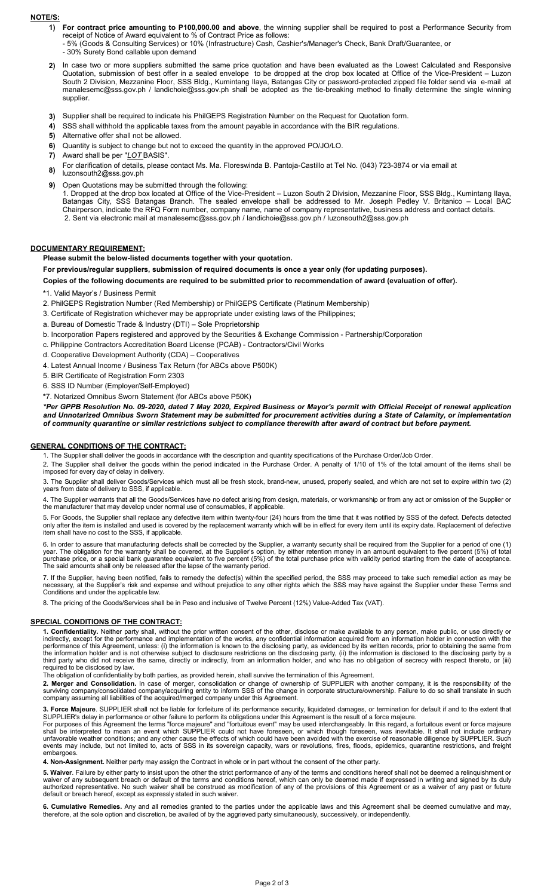**NOTE/S:**

1) **For contract price amounting to P100,000.00 and above**, the winning supplier shall be required to post a Performance Security from receipt of Notice of Award equivalent to % of Contract Price as follows:
   - 5% (Goods & Consulting Services) or 10% (Infrastructure) Cash, Cashier's/Manager's Check, Bank Draft/Guarantee, or
   - 30% Surety Bond callable upon demand
2) In case two or more suppliers submitted the same price quotation and have been evaluated as the Lowest Calculated and Responsive Quotation, submission of best offer in a sealed envelope to be dropped at the drop box located at Office of the Vice-President – Luzon South 2 Division, Mezzanine Floor, SSS Bldg., Kumintang Ilaya, Batangas City or password-protected zipped file folder send via e-mail at manalesemc@sss.gov.ph / landichoie@sss.gov.ph shall be adopted as the tie-breaking method to finally determine the single winning supplier.
3) Supplier shall be required to indicate his PhilGEPS Registration Number on the Request for Quotation form.
4) SSS shall withhold the applicable taxes from the amount payable in accordance with the BIR regulations.
5) Alternative offer shall not be allowed.
6) Quantity is subject to change but not to exceed the quantity in the approved PO/JO/LO.
7) Award shall be per "*LOT* BASIS".
8) For clarification of details, please contact Ms. Ma. Floreswinda B. Pantoja-Castillo at Tel No. (043) 723-3874 or via email at luzonsouth2@sss.gov.ph
9) Open Quotations may be submitted through the following:
   1. Dropped at the drop box located at Office of the Vice-President – Luzon South 2 Division, Mezzanine Floor, SSS Bldg., Kumintang Ilaya, Batangas City, SSS Batangas Branch. The sealed envelope shall be addressed to Mr. Joseph Pedley V. Britanico – Local BAC Chairperson, indicate the RFQ Form number, company name, name of company representative, business address and contact details.
   2. Sent via electronic mail at manalesemc@sss.gov.ph / landichoie@sss.gov.ph / luzonsouth2@sss.gov.ph

**DOCUMENTARY REQUIREMENT:**

**Please submit the below-listed documents together with your quotation.**

**For previous/regular suppliers, submission of required documents is once a year only (for updating purposes).**

**Copies of the following documents are required to be submitted prior to recommendation of award (evaluation of offer).**

*1. Valid Mayor's / Business Permit

2. PhilGEPS Registration Number (Red Membership) or PhilGEPS Certificate (Platinum Membership)

3. Certificate of Registration whichever may be appropriate under existing laws of the Philippines;

a. Bureau of Domestic Trade & Industry (DTI) – Sole Proprietorship

b. Incorporation Papers registered and approved by the Securities & Exchange Commission - Partnership/Corporation

c. Philippine Contractors Accreditation Board License (PCAB) - Contractors/Civil Works

d. Cooperative Development Authority (CDA) – Cooperatives

4. Latest Annual Income / Business Tax Return (for ABCs above P500K)

5. BIR Certificate of Registration Form 2303

6. SSS ID Number (Employer/Self-Employed)

*7. Notarized Omnibus Sworn Statement (for ABCs above P50K)

***Per GPPB Resolution No. 09-2020, dated 7 May 2020, Expired Business or Mayor's permit with Official Receipt of renewal application and Unnotarized Omnibus Sworn Statement may be submitted for procurement activities during a State of Calamity, or implementation of community quarantine or similar restrictions subject to compliance therewith after award of contract but before payment.***

**GENERAL CONDITIONS OF THE CONTRACT:**

1. The Supplier shall deliver the goods in accordance with the description and quantity specifications of the Purchase Order/Job Order.

2. The Supplier shall deliver the goods within the period indicated in the Purchase Order. A penalty of 1/10 of 1% of the total amount of the items shall be imposed for every day of delay in delivery.

3. The Supplier shall deliver Goods/Services which must all be fresh stock, brand-new, unused, properly sealed, and which are not set to expire within two (2) years from date of delivery to SSS, if applicable.

4. The Supplier warrants that all the Goods/Services have no defect arising from design, materials, or workmanship or from any act or omission of the Supplier or the manufacturer that may develop under normal use of consumables, if applicable.

5. For Goods, the Supplier shall replace any defective item within twenty-four (24) hours from the time that it was notified by SSS of the defect. Defects detected only after the item is installed and used is covered by the replacement warranty which will be in effect for every item until its expiry date. Replacement of defective item shall have no cost to the SSS, if applicable.

6. In order to assure that manufacturing defects shall be corrected by the Supplier, a warranty security shall be required from the Supplier for a period of one (1) year. The obligation for the warranty shall be covered, at the Supplier's option, by either retention money in an amount equivalent to five percent (5%) of total purchase price, or a special bank guarantee equivalent to five percent (5%) of the total purchase price with validity period starting from the date of acceptance. The said amounts shall only be released after the lapse of the warranty period.

7. If the Supplier, having been notified, fails to remedy the defect(s) within the specified period, the SSS may proceed to take such remedial action as may be necessary, at the Supplier's risk and expense and without prejudice to any other rights which the SSS may have against the Supplier under these Terms and Conditions and under the applicable law.

8. The pricing of the Goods/Services shall be in Peso and inclusive of Twelve Percent (12%) Value-Added Tax (VAT).

**SPECIAL CONDITIONS OF THE CONTRACT:**

**1. Confidentiality.** Neither party shall, without the prior written consent of the other, disclose or make available to any person, make public, or use directly or indirectly, except for the performance and implementation of the works, any confidential information acquired from an information holder in connection with the performance of this Agreement, unless: (i) the information is known to the disclosing party, as evidenced by its written records, prior to obtaining the same from the information holder and is not otherwise subject to disclosure restrictions on the disclosing party, (ii) the information is disclosed to the disclosing party by a third party who did not receive the same, directly or indirectly, from an information holder, and who has no obligation of secrecy with respect thereto, or (iii) required to be disclosed by law.

The obligation of confidentiality by both parties, as provided herein, shall survive the termination of this Agreement.

**2. Merger and Consolidation.** In case of merger, consolidation or change of ownership of SUPPLIER with another company, it is the responsibility of the surviving company/consolidated company/acquiring entity to inform SSS of the change in corporate structure/ownership. Failure to do so shall translate in such company assuming all liabilities of the acquired/merged company under this Agreement.

**3. Force Majeure**. SUPPLIER shall not be liable for forfeiture of its performance security, liquidated damages, or termination for default if and to the extent that SUPPLIER's delay in performance or other failure to perform its obligations under this Agreement is the result of a force majeure.

For purposes of this Agreement the terms "force majeure" and "fortuitous event" may be used interchangeably. In this regard, a fortuitous event or force majeure shall be interpreted to mean an event which SUPPLIER could not have foreseen, or which though foreseen, was inevitable. It shall not include ordinary unfavorable weather conditions; and any other cause the effects of which could have been avoided with the exercise of reasonable diligence by SUPPLIER. Such events may include, but not limited to, acts of SSS in its sovereign capacity, wars or revolutions, fires, floods, epidemics, quarantine restrictions, and freight embargoes.

**4. Non-Assignment.** Neither party may assign the Contract in whole or in part without the consent of the other party.

**5. Waiver**. Failure by either party to insist upon the other the strict performance of any of the terms and conditions hereof shall not be deemed a relinquishment or waiver of any subsequent breach or default of the terms and conditions hereof, which can only be deemed made if expressed in writing and signed by its duly authorized representative. No such waiver shall be construed as modification of any of the provisions of this Agreement or as a waiver of any past or future default or breach hereof, except as expressly stated in such waiver.

**6. Cumulative Remedies.** Any and all remedies granted to the parties under the applicable laws and this Agreement shall be deemed cumulative and may, therefore, at the sole option and discretion, be availed of by the aggrieved party simultaneously, successively, or independently.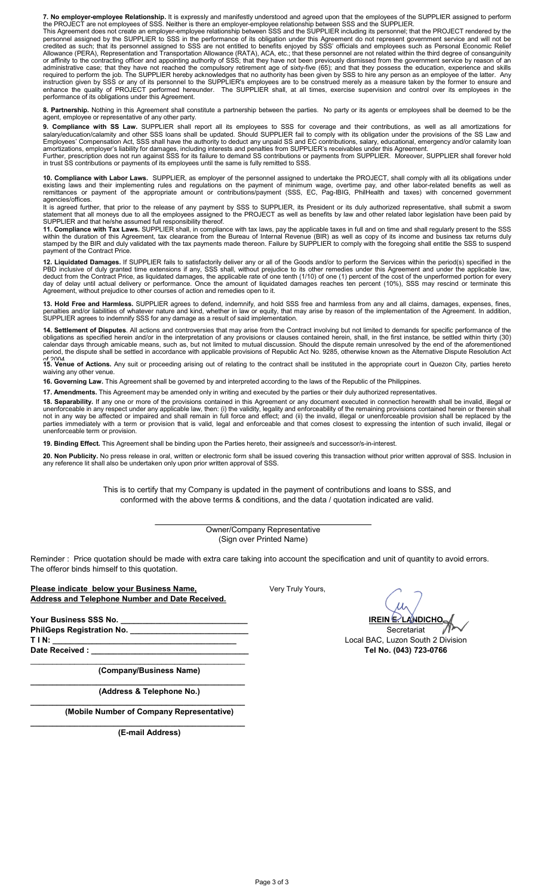**7. No employer-employee Relationship.** It is expressly and manifestly understood and agreed upon that the employees of the SUPPLIER assigned to perform the PROJECT are not employees of SSS. Neither is there an employer-employee relationship between SSS and the SUPPLIER.

This Agreement does not create an employer-employee relationship between SSS and the SUPPLIER including its personnel; that the PROJECT rendered by the personnel assigned by the SUPPLIER to SSS in the performance of its obligation under this Agreement do not represent government service and will not be credited as such; that its personnel assigned to SSS are not entitled to benefits enjoyed by SSS' officials and employees such as Personal Economic Relief Allowance (PERA), Representation and Transportation Allowance (RATA), ACA, etc.; that these personnel are not related within the third degree of consanguinity or affinity to the contracting officer and appointing authority of SSS; that they have not been previously dismissed from the government service by reason of an administrative case; that they have not reached the compulsory retirement age of sixty-five (65); and that they possess the education, experience and skills required to perform the job. The SUPPLIER hereby acknowledges that no authority has been given by SSS to hire any person as an employee of the latter. Any instruction given by SSS or any of its personnel to the SUPPLIER's employees are to be construed merely as a measure taken by the former to ensure and enhance the quality of PROJECT performed hereunder. The SUPPLIER shall, at all times, exercise supervision and control over its employees in the performance of its obligations under this Agreement.

**8. Partnership.** Nothing in this Agreement shall constitute a partnership between the parties. No party or its agents or employees shall be deemed to be the agent, employee or representative of any other party.

**9. Compliance with SS Law.** SUPPLIER shall report all its employees to SSS for coverage and their contributions, as well as all amortizations for salary/education/calamity and other SSS loans shall be updated. Should SUPPLIER fail to comply with its obligation under the provisions of the SS Law and Employees' Compensation Act, SSS shall have the authority to deduct any unpaid SS and EC contributions, salary, educational, emergency and/or calamity loan amortizations, employer's liability for damages, including interests and penalties from SUPPLIER's receivables under this Agreement.

Further, prescription does not run against SSS for its failure to demand SS contributions or payments from SUPPLIER. Moreover, SUPPLIER shall forever hold in trust SS contributions or payments of its employees until the same is fully remitted to SSS.

**10. Compliance with Labor Laws.** SUPPLIER, as employer of the personnel assigned to undertake the PROJECT, shall comply with all its obligations under existing laws and their implementing rules and regulations on the payment of minimum wage, overtime pay, and other labor-related benefits as well as remittances or payment of the appropriate amount or contributions/payment (SSS, EC, Pag-IBIG, PhilHealth and taxes) with concerned government agencies/offices.

It is agreed further, that prior to the release of any payment by SSS to SUPPLIER, its President or its duly authorized representative, shall submit a sworn statement that all moneys due to all the employees assigned to the PROJECT as well as benefits by law and other related labor legislation have been paid by SUPPLIER and that he/she assumed full responsibility thereof.

**11. Compliance with Tax Laws.** SUPPLIER shall, in compliance with tax laws, pay the applicable taxes in full and on time and shall regularly present to the SSS within the duration of this Agreement, tax clearance from the Bureau of Internal Revenue (BIR) as well as copy of its income and business tax returns duly stamped by the BIR and duly validated with the tax payments made thereon. Failure by SUPPLIER to comply with the foregoing shall entitle the SSS to suspend payment of the Contract Price.

**12. Liquidated Damages.** If SUPPLIER fails to satisfactorily deliver any or all of the Goods and/or to perform the Services within the period(s) specified in the PBD inclusive of duly granted time extensions if any, SSS shall, without prejudice to its other remedies under this Agreement and under the applicable law, deduct from the Contract Price, as liquidated damages, the applicable rate of one tenth (1/10) of one (1) percent of the cost of the unperformed portion for every day of delay until actual delivery or performance. Once the amount of liquidated damages reaches ten percent (10%), SSS may rescind or terminate this Agreement, without prejudice to other courses of action and remedies open to it.

**13. Hold Free and Harmless.** SUPPLIER agrees to defend, indemnify, and hold SSS free and harmless from any and all claims, damages, expenses, fines, penalties and/or liabilities of whatever nature and kind, whether in law or equity, that may arise by reason of the implementation of the Agreement. In addition, SUPPLIER agrees to indemnify SSS for any damage as a result of said implementation.

**14. Settlement of Disputes**. All actions and controversies that may arise from the Contract involving but not limited to demands for specific performance of the obligations as specified herein and/or in the interpretation of any provisions or clauses contained herein, shall, in the first instance, be settled within thirty (30) calendar days through amicable means, such as, but not limited to mutual discussion. Should the dispute remain unresolved by the end of the aforementioned period, the dispute shall be settled in accordance with applicable provisions of Republic Act No. 9285, otherwise known as the Alternative Dispute Resolution Act of 2004.

**15. Venue of Actions.** Any suit or proceeding arising out of relating to the contract shall be instituted in the appropriate court in Quezon City, parties hereto waiving any other venue.

**16. Governing Law.** This Agreement shall be governed by and interpreted according to the laws of the Republic of the Philippines.

**17. Amendments.** This Agreement may be amended only in writing and executed by the parties or their duly authorized representatives.

**18. Separability.** If any one or more of the provisions contained in this Agreement or any document executed in connection herewith shall be invalid, illegal or unenforceable in any respect under any applicable law, then: (i) the validity, legality and enforceability of the remaining provisions contained herein or therein shall not in any way be affected or impaired and shall remain in full force and effect; and (ii) the invalid, illegal or unenforceable provision shall be replaced by the parties immediately with a term or provision that is valid, legal and enforceable and that comes closest to expressing the intention of such invalid, illegal or unenforceable term or provision.

**19. Binding Effect.** This Agreement shall be binding upon the Parties hereto, their assignee/s and successor/s-in-interest.

**20. Non Publicity.** No press release in oral, written or electronic form shall be issued covering this transaction without prior written approval of SSS. Inclusion in any reference lit shall also be undertaken only upon prior written approval of SSS.

This is to certify that my Company is updated in the payment of contributions and loans to SSS, and conformed with the above terms & conditions, and the data / quotation indicated are valid.

\_\_\_\_\_\_\_\_\_\_\_\_\_\_\_\_\_\_\_\_\_\_\_\_\_\_\_\_\_\_\_\_\_\_\_\_\_\_\_\_
Owner/Company Representative
(Sign over Printed Name)

Reminder : Price quotation should be made with extra care taking into account the specification and unit of quantity to avoid errors. The offeror binds himself to this quotation.

**Please indicate below your Business Name, Address and Telephone Number and Date Received.**

**Your Business SSS No.** \_\_\_\_\_\_\_\_\_\_\_\_\_\_\_\_\_\_\_\_\_\_\_\_\_\_\_\_
**PhilGeps Registration No.** \_\_\_\_\_\_\_\_\_\_\_\_\_\_\_\_\_\_\_\_\_\_\_\_\_\_
**T I N:** \_\_\_\_\_\_\_\_\_\_\_\_\_\_\_\_\_\_\_\_\_\_\_\_\_\_\_\_\_\_\_\_\_\_\_\_\_\_
**Date Received :** \_\_\_\_\_\_\_\_\_\_\_\_\_\_\_\_\_\_\_\_\_\_\_\_\_\_\_\_\_\_\_\_\_\_

\_\_\_\_\_\_\_\_\_\_\_\_\_\_\_\_\_\_\_\_\_\_\_\_\_\_\_\_\_\_\_\_\_\_\_\_\_\_\_\_
**(Company/Business Name)**

\_\_\_\_\_\_\_\_\_\_\_\_\_\_\_\_\_\_\_\_\_\_\_\_\_\_\_\_\_\_\_\_\_\_\_\_\_\_\_\_
**(Address & Telephone No.)**

\_\_\_\_\_\_\_\_\_\_\_\_\_\_\_\_\_\_\_\_\_\_\_\_\_\_\_\_\_\_\_\_\_\_\_\_\_\_\_\_
**(Mobile Number of Company Representative)**

\_\_\_\_\_\_\_\_\_\_\_\_\_\_\_\_\_\_\_\_\_\_\_\_\_\_\_\_\_\_\_\_\_\_\_\_\_\_\_\_
**(E-mail Address)**

Very Truly Yours,

**IREIN E. LANDICHO**
Secretariat
Local BAC, Luzon South 2 Division
**Tel No. (043) 723-0766**